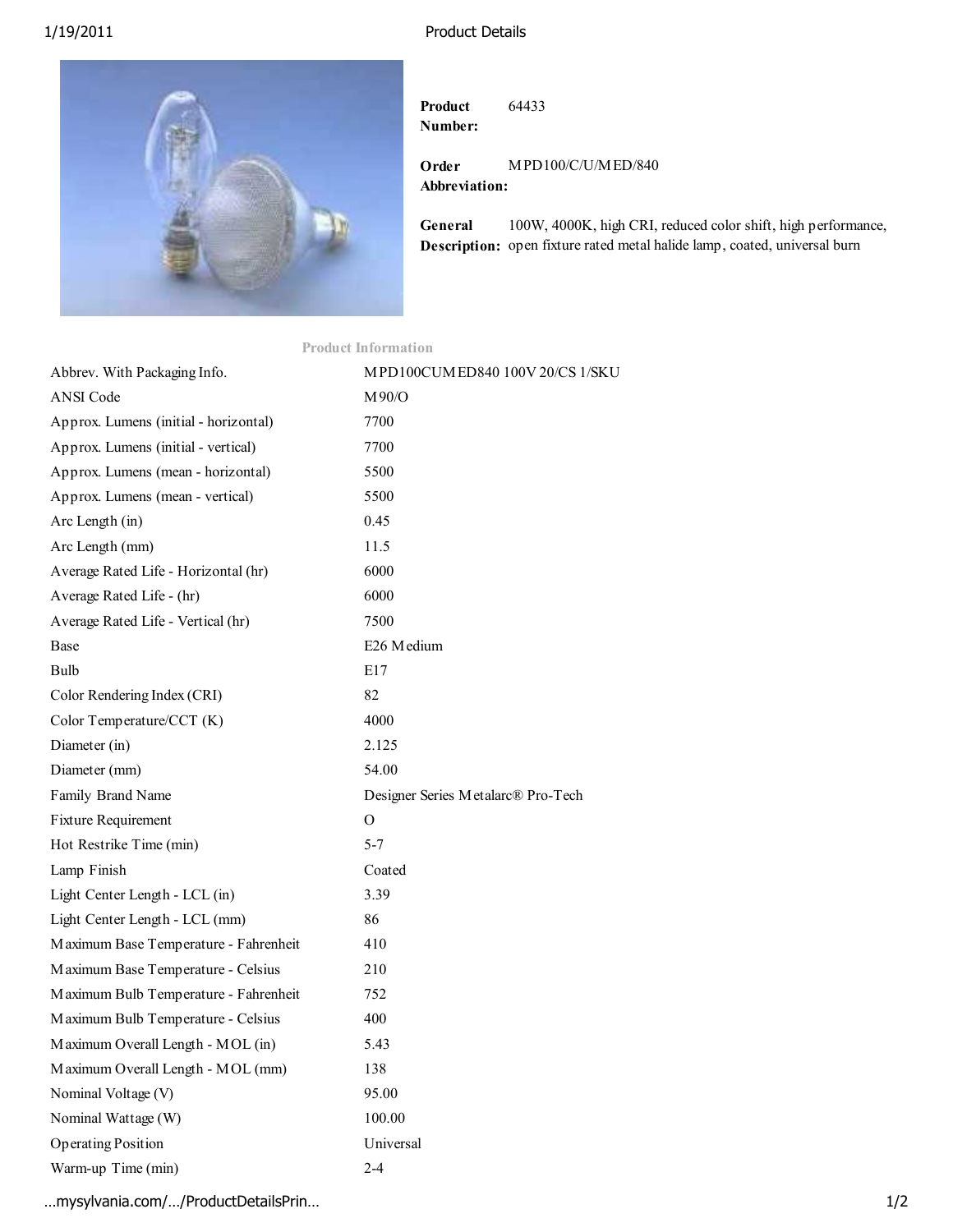# Product Details

**Product Number:** 64433

**Order Abbreviation:** MPD100/C/U/MED/840

**General Description:** 100W, 4000K, high CRI, reduced color shift, high performance, open fixture rated metal halide lamp, coated, universal burn

## Product Information

| | |
|---|---|
| Abbrev. With Packaging Info. | MPD100CUMED840 100V 20/CS 1/SKU |
| ANSI Code | M90/O |
| Approx. Lumens (initial - horizontal) | 7700 |
| Approx. Lumens (initial - vertical) | 7700 |
| Approx. Lumens (mean - horizontal) | 5500 |
| Approx. Lumens (mean - vertical) | 5500 |
| Arc Length (in) | 0.45 |
| Arc Length (mm) | 11.5 |
| Average Rated Life - Horizontal (hr) | 6000 |
| Average Rated Life - (hr) | 6000 |
| Average Rated Life - Vertical (hr) | 7500 |
| Base | E26 Medium |
| Bulb | E17 |
| Color Rendering Index (CRI) | 82 |
| Color Temperature/CCT (K) | 4000 |
| Diameter (in) | 2.125 |
| Diameter (mm) | 54.00 |
| Family Brand Name | Designer Series Metalarc® Pro-Tech |
| Fixture Requirement | O |
| Hot Restrike Time (min) | 5-7 |
| Lamp Finish | Coated |
| Light Center Length - LCL (in) | 3.39 |
| Light Center Length - LCL (mm) | 86 |
| Maximum Base Temperature - Fahrenheit | 410 |
| Maximum Base Temperature - Celsius | 210 |
| Maximum Bulb Temperature - Fahrenheit | 752 |
| Maximum Bulb Temperature - Celsius | 400 |
| Maximum Overall Length - MOL (in) | 5.43 |
| Maximum Overall Length - MOL (mm) | 138 |
| Nominal Voltage (V) | 95.00 |
| Nominal Wattage (W) | 100.00 |
| Operating Position | Universal |
| Warm-up Time (min) | 2-4 |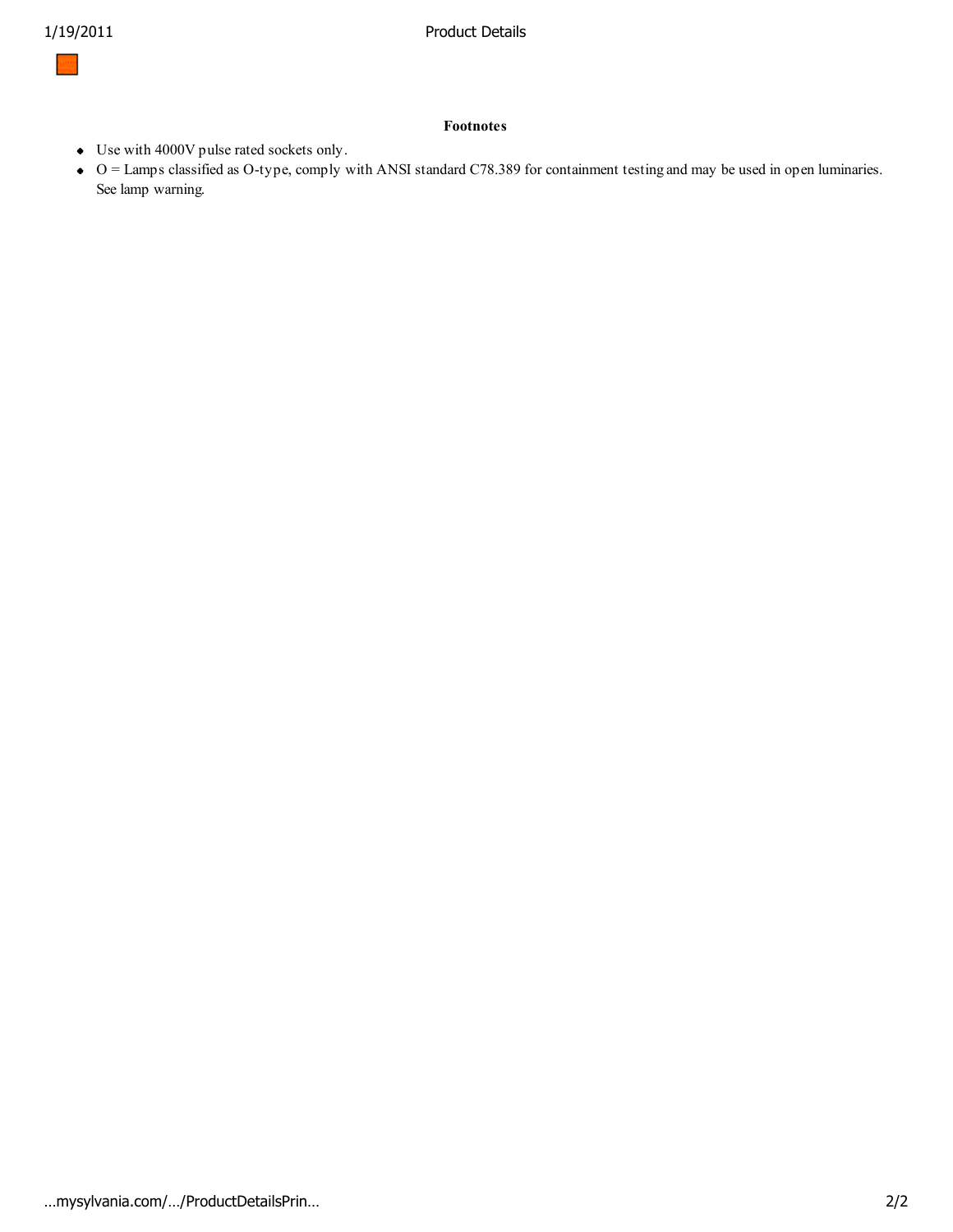### Footnotes

- Use with 4000V pulse rated sockets only.
- O = Lamps classified as O-type, comply with ANSI standard C78.389 for containment testing and may be used in open luminaries. See lamp warning.